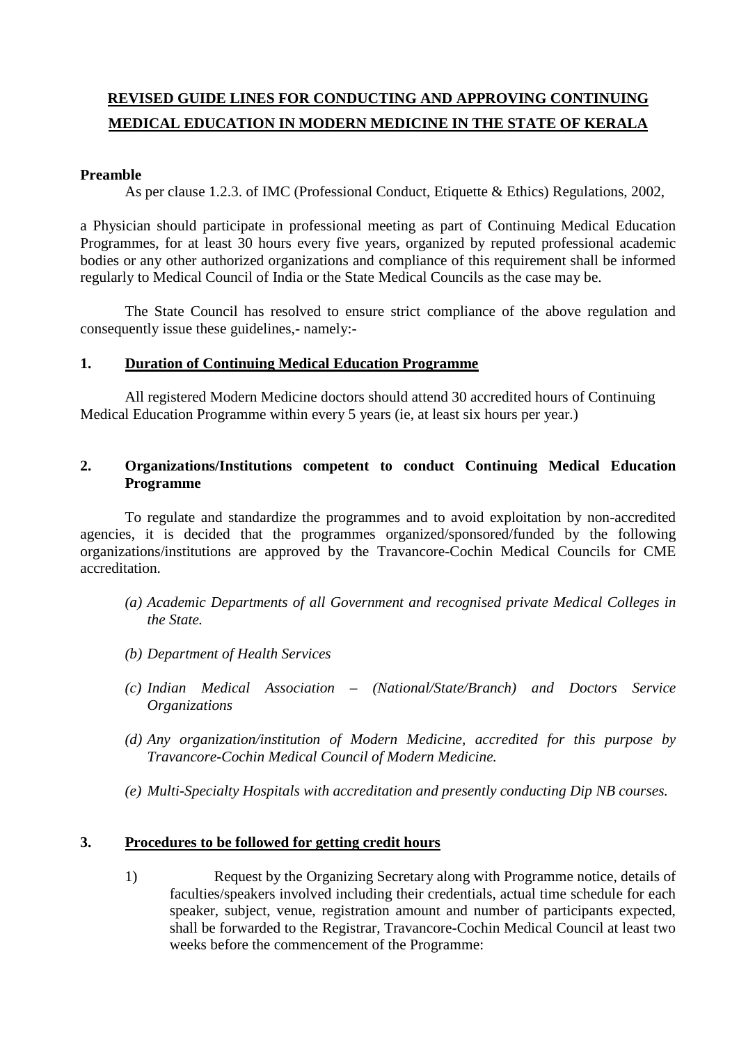# REVISED GUIDE LINES FOR CONDUCTING AND APPROVING CONTINUING MEDICAL EDUCATION IN MODERN MEDICINE IN THE STATE OF KERALA

**Preamble**

As per clause 1.2.3. of IMC (Professional Conduct, Etiquette & Ethics) Regulations, 2002, a Physician should participate in professional meeting as part of Continuing Medical Education Programmes, for at least 30 hours every five years, organized by reputed professional academic bodies or any other authorized organizations and compliance of this requirement shall be informed regularly to Medical Council of India or the State Medical Councils as the case may be.

The State Council has resolved to ensure strict compliance of the above regulation and consequently issue these guidelines,- namely:-

## 1. Duration of Continuing Medical Education Programme

All registered Modern Medicine doctors should attend 30 accredited hours of Continuing Medical Education Programme within every 5 years (ie, at least six hours per year.)

## 2. Organizations/Institutions competent to conduct Continuing Medical Education Programme

To regulate and standardize the programmes and to avoid exploitation by non-accredited agencies, it is decided that the programmes organized/sponsored/funded by the following organizations/institutions are approved by the Travancore-Cochin Medical Councils for CME accreditation.

*(a) Academic Departments of all Government and recognised private Medical Colleges in the State.*

*(b) Department of Health Services*

*(c) Indian Medical Association – (National/State/Branch) and Doctors Service Organizations*

*(d) Any organization/institution of Modern Medicine, accredited for this purpose by Travancore-Cochin Medical Council of Modern Medicine.*

*(e) Multi-Specialty Hospitals with accreditation and presently conducting Dip NB courses.*

## 3. Procedures to be followed for getting credit hours

1) Request by the Organizing Secretary along with Programme notice, details of faculties/speakers involved including their credentials, actual time schedule for each speaker, subject, venue, registration amount and number of participants expected, shall be forwarded to the Registrar, Travancore-Cochin Medical Council at least two weeks before the commencement of the Programme: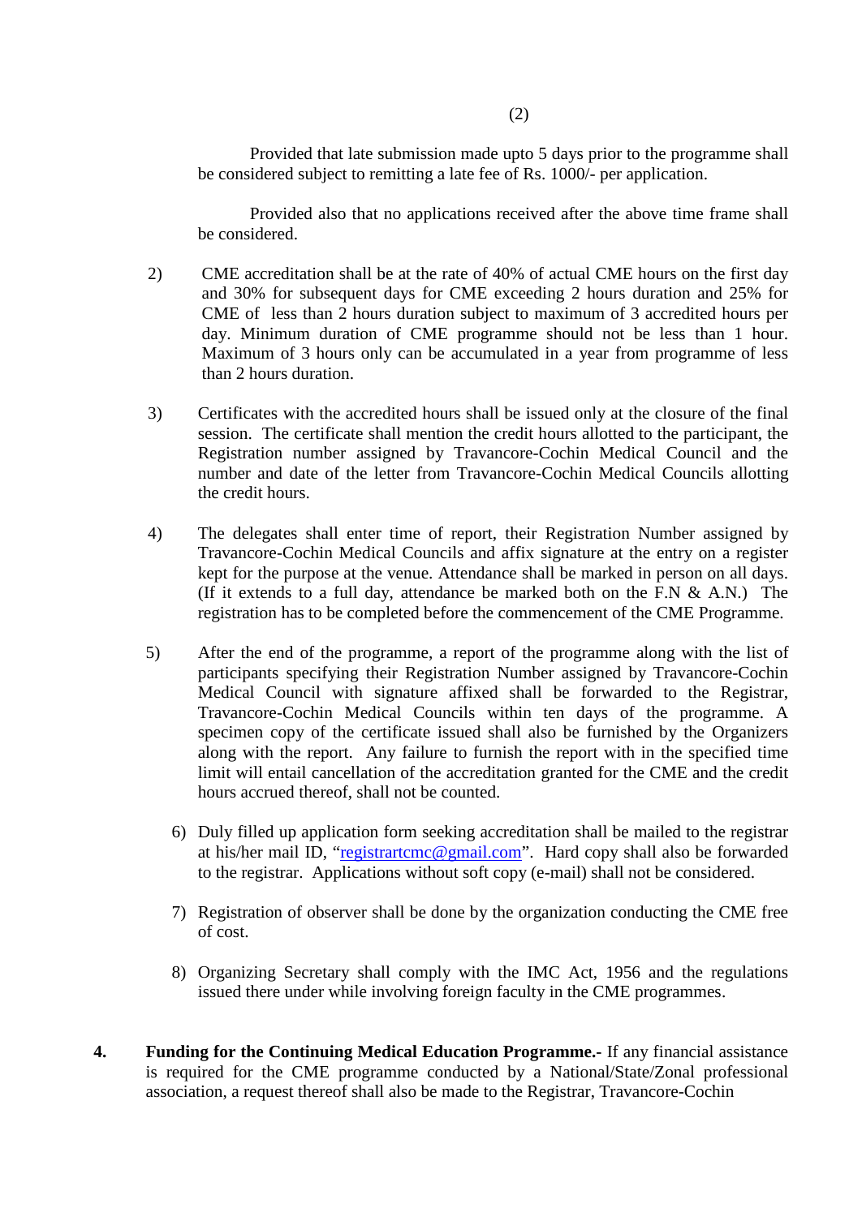Provided that late submission made upto 5 days prior to the programme shall be considered subject to remitting a late fee of Rs. 1000/- per application.

Provided also that no applications received after the above time frame shall be considered.

2) CME accreditation shall be at the rate of 40% of actual CME hours on the first day and 30% for subsequent days for CME exceeding 2 hours duration and 25% for CME of less than 2 hours duration subject to maximum of 3 accredited hours per day. Minimum duration of CME programme should not be less than 1 hour. Maximum of 3 hours only can be accumulated in a year from programme of less than 2 hours duration.

3) Certificates with the accredited hours shall be issued only at the closure of the final session. The certificate shall mention the credit hours allotted to the participant, the Registration number assigned by Travancore-Cochin Medical Council and the number and date of the letter from Travancore-Cochin Medical Councils allotting the credit hours.

4) The delegates shall enter time of report, their Registration Number assigned by Travancore-Cochin Medical Councils and affix signature at the entry on a register kept for the purpose at the venue. Attendance shall be marked in person on all days. (If it extends to a full day, attendance be marked both on the F.N & A.N.) The registration has to be completed before the commencement of the CME Programme.

5) After the end of the programme, a report of the programme along with the list of participants specifying their Registration Number assigned by Travancore-Cochin Medical Council with signature affixed shall be forwarded to the Registrar, Travancore-Cochin Medical Councils within ten days of the programme. A specimen copy of the certificate issued shall also be furnished by the Organizers along with the report. Any failure to furnish the report with in the specified time limit will entail cancellation of the accreditation granted for the CME and the credit hours accrued thereof, shall not be counted.

6) Duly filled up application form seeking accreditation shall be mailed to the registrar at his/her mail ID, "registrartcmc@gmail.com". Hard copy shall also be forwarded to the registrar. Applications without soft copy (e-mail) shall not be considered.

7) Registration of observer shall be done by the organization conducting the CME free of cost.

8) Organizing Secretary shall comply with the IMC Act, 1956 and the regulations issued there under while involving foreign faculty in the CME programmes.

**4. Funding for the Continuing Medical Education Programme.-** If any financial assistance is required for the CME programme conducted by a National/State/Zonal professional association, a request thereof shall also be made to the Registrar, Travancore-Cochin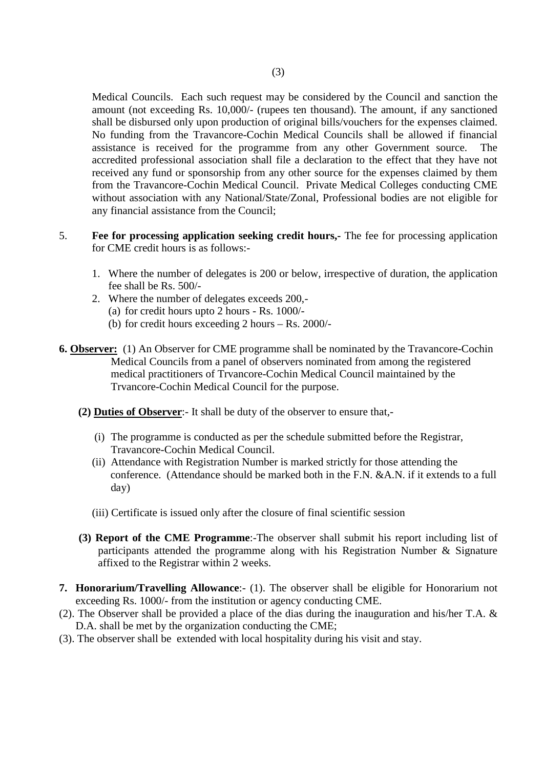Medical Councils. Each such request may be considered by the Council and sanction the amount (not exceeding Rs. 10,000/- (rupees ten thousand). The amount, if any sanctioned shall be disbursed only upon production of original bills/vouchers for the expenses claimed. No funding from the Travancore-Cochin Medical Councils shall be allowed if financial assistance is received for the programme from any other Government source. The accredited professional association shall file a declaration to the effect that they have not received any fund or sponsorship from any other source for the expenses claimed by them from the Travancore-Cochin Medical Council. Private Medical Colleges conducting CME without association with any National/State/Zonal, Professional bodies are not eligible for any financial assistance from the Council;

5. **Fee for processing application seeking credit hours,-** The fee for processing application for CME credit hours is as follows:-

   1. Where the number of delegates is 200 or below, irrespective of duration, the application fee shall be Rs. 500/-
   2. Where the number of delegates exceeds 200,-
      (a) for credit hours upto 2 hours - Rs. 1000/-
      (b) for credit hours exceeding 2 hours – Rs. 2000/-

**6. <u>Observer:</u>** (1) An Observer for CME programme shall be nominated by the Travancore-Cochin Medical Councils from a panel of observers nominated from among the registered medical practitioners of Trvancore-Cochin Medical Council maintained by the Trvancore-Cochin Medical Council for the purpose.

**(2) <u>Duties of Observer</u>**:- It shall be duty of the observer to ensure that,-

(i) The programme is conducted as per the schedule submitted before the Registrar, Travancore-Cochin Medical Council.

(ii) Attendance with Registration Number is marked strictly for those attending the conference. (Attendance should be marked both in the F.N. &A.N. if it extends to a full day)

(iii) Certificate is issued only after the closure of final scientific session

**(3) Report of the CME Programme**:-The observer shall submit his report including list of participants attended the programme along with his Registration Number & Signature affixed to the Registrar within 2 weeks.

**7. Honorarium/Travelling Allowance**:- (1). The observer shall be eligible for Honorarium not exceeding Rs. 1000/- from the institution or agency conducting CME.

(2). The Observer shall be provided a place of the dias during the inauguration and his/her T.A. & D.A. shall be met by the organization conducting the CME;

(3). The observer shall be extended with local hospitality during his visit and stay.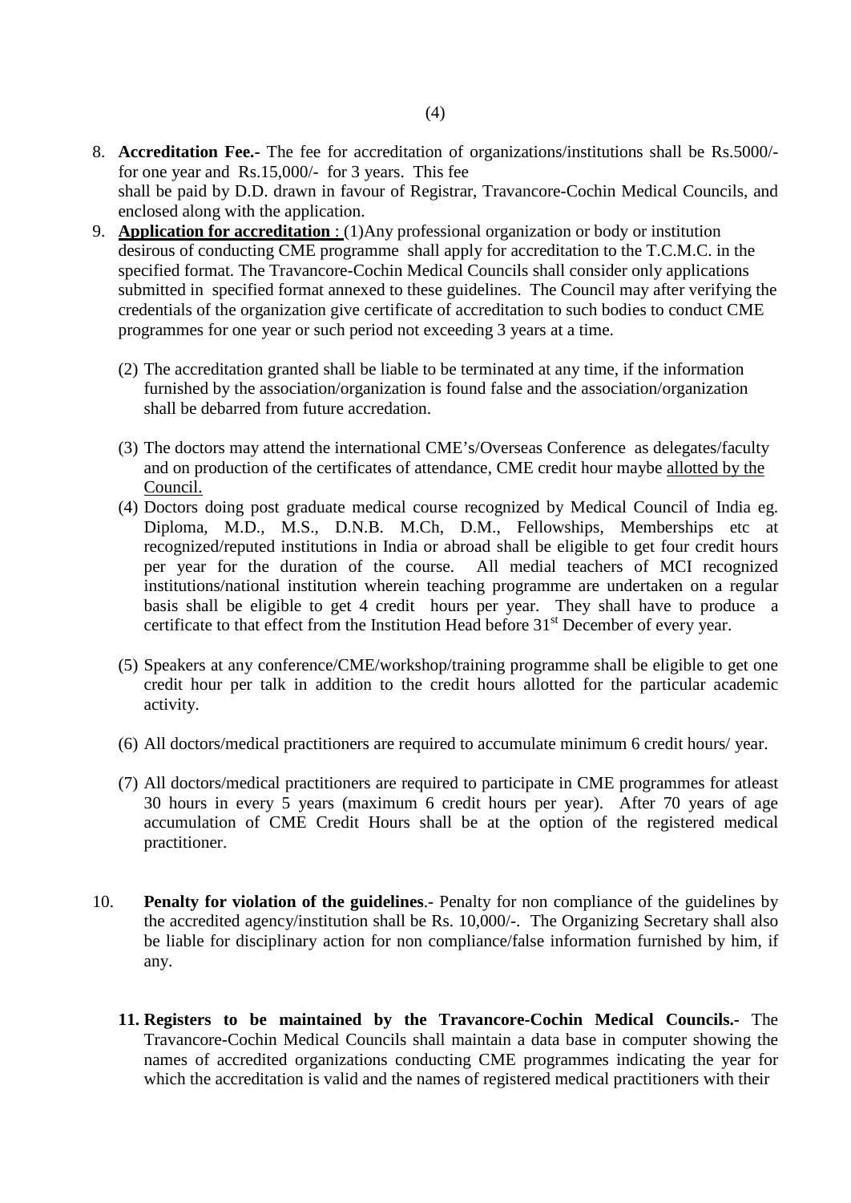8. **Accreditation Fee.-** The fee for accreditation of organizations/institutions shall be Rs.5000/- for one year and Rs.15,000/- for 3 years. This fee shall be paid by D.D. drawn in favour of Registrar, Travancore-Cochin Medical Councils, and enclosed along with the application.

9. **Application for accreditation** : (1)Any professional organization or body or institution desirous of conducting CME programme shall apply for accreditation to the T.C.M.C. in the specified format. The Travancore-Cochin Medical Councils shall consider only applications submitted in specified format annexed to these guidelines. The Council may after verifying the credentials of the organization give certificate of accreditation to such bodies to conduct CME programmes for one year or such period not exceeding 3 years at a time.

   (2) The accreditation granted shall be liable to be terminated at any time, if the information furnished by the association/organization is found false and the association/organization shall be debarred from future accredation.

   (3) The doctors may attend the international CME's/Overseas Conference as delegates/faculty and on production of the certificates of attendance, CME credit hour maybe allotted by the Council.

   (4) Doctors doing post graduate medical course recognized by Medical Council of India eg. Diploma, M.D., M.S., D.N.B. M.Ch, D.M., Fellowships, Memberships etc at recognized/reputed institutions in India or abroad shall be eligible to get four credit hours per year for the duration of the course. All medial teachers of MCI recognized institutions/national institution wherein teaching programme are undertaken on a regular basis shall be eligible to get 4 credit hours per year. They shall have to produce a certificate to that effect from the Institution Head before 31st December of every year.

   (5) Speakers at any conference/CME/workshop/training programme shall be eligible to get one credit hour per talk in addition to the credit hours allotted for the particular academic activity.

   (6) All doctors/medical practitioners are required to accumulate minimum 6 credit hours/ year.

   (7) All doctors/medical practitioners are required to participate in CME programmes for atleast 30 hours in every 5 years (maximum 6 credit hours per year). After 70 years of age accumulation of CME Credit Hours shall be at the option of the registered medical practitioner.

10. **Penalty for violation of the guidelines**.- Penalty for non compliance of the guidelines by the accredited agency/institution shall be Rs. 10,000/-. The Organizing Secretary shall also be liable for disciplinary action for non compliance/false information furnished by him, if any.

11. **Registers to be maintained by the Travancore-Cochin Medical Councils.-** The Travancore-Cochin Medical Councils shall maintain a data base in computer showing the names of accredited organizations conducting CME programmes indicating the year for which the accreditation is valid and the names of registered medical practitioners with their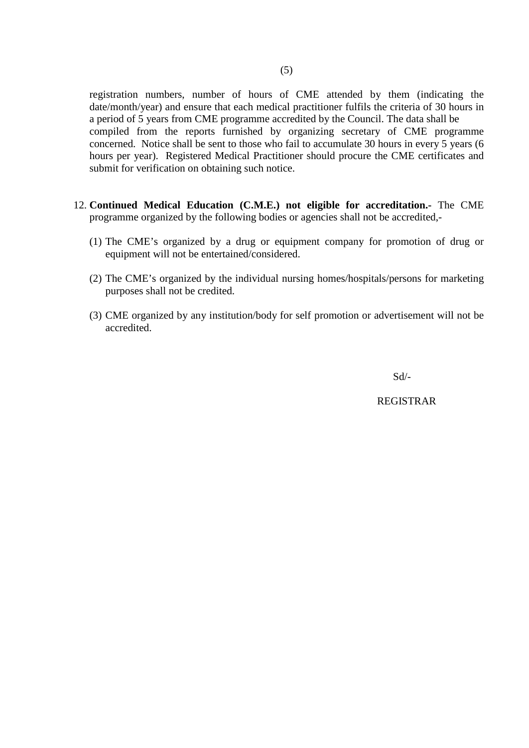registration numbers, number of hours of CME attended by them (indicating the date/month/year) and ensure that each medical practitioner fulfils the criteria of 30 hours in a period of 5 years from CME programme accredited by the Council. The data shall be compiled from the reports furnished by organizing secretary of CME programme concerned. Notice shall be sent to those who fail to accumulate 30 hours in every 5 years (6 hours per year). Registered Medical Practitioner should procure the CME certificates and submit for verification on obtaining such notice.

12. **Continued Medical Education (C.M.E.) not eligible for accreditation.-** The CME programme organized by the following bodies or agencies shall not be accredited,-

    (1) The CME's organized by a drug or equipment company for promotion of drug or equipment will not be entertained/considered.

    (2) The CME's organized by the individual nursing homes/hospitals/persons for marketing purposes shall not be credited.

    (3) CME organized by any institution/body for self promotion or advertisement will not be accredited.

Sd/-

REGISTRAR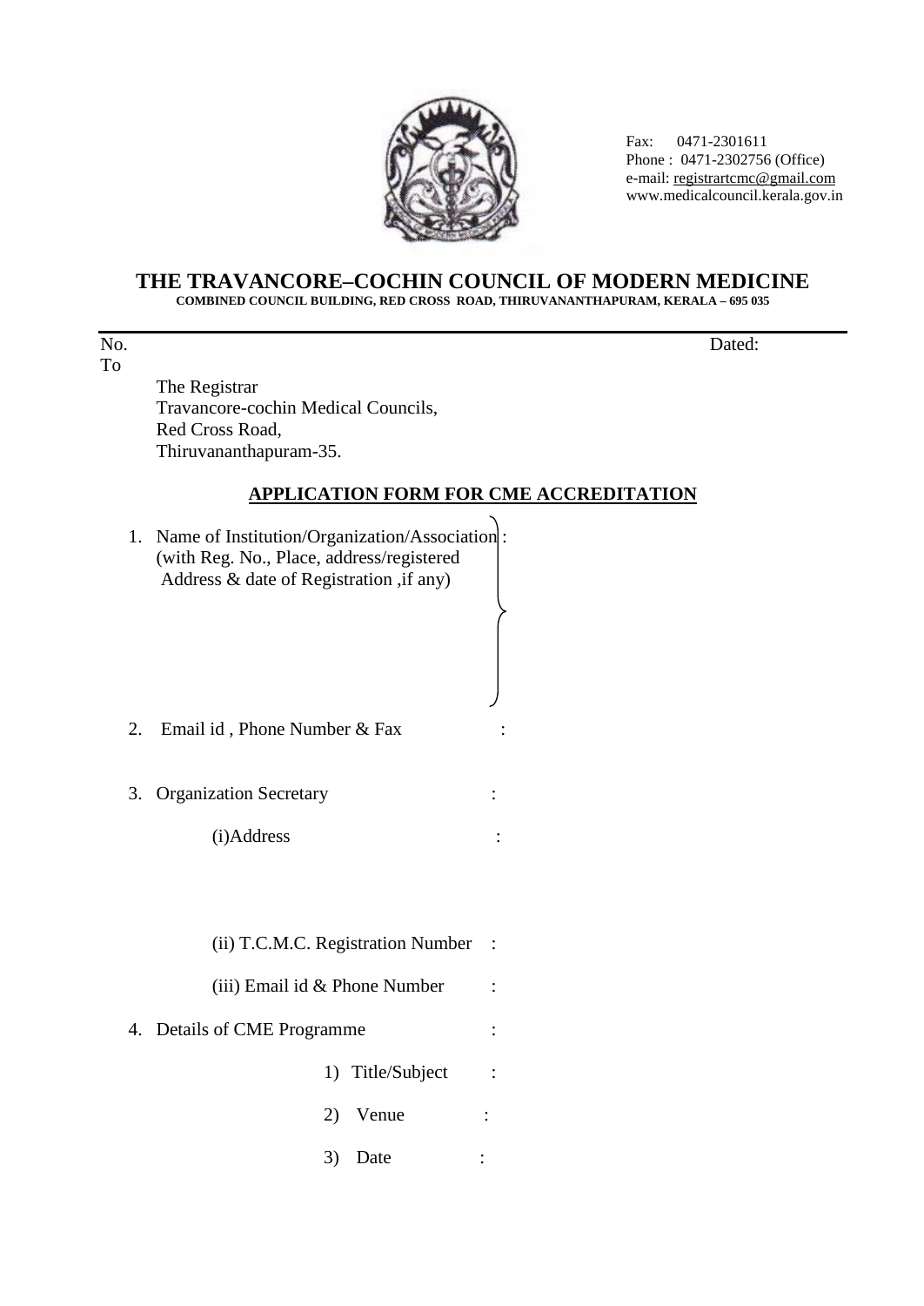Fax: 0471-2301611
Phone : 0471-2302756 (Office)
e-mail: registrartcmc@gmail.com
www.medicalcouncil.kerala.gov.in

# THE TRAVANCORE–COCHIN COUNCIL OF MODERN MEDICINE

**COMBINED COUNCIL BUILDING, RED CROSS ROAD, THIRUVANANTHAPURAM, KERALA – 695 035**

---

No. Dated:

To

The Registrar
Travancore-cochin Medical Councils,
Red Cross Road,
Thiruvananthapuram-35.

## APPLICATION FORM FOR CME ACCREDITATION

1. Name of Institution/Organization/Association : (with Reg. No., Place, address/registered Address & date of Registration ,if any)

2. Email id , Phone Number & Fax :

3. Organization Secretary :

   (i)Address :

   (ii) T.C.M.C. Registration Number :

   (iii) Email id & Phone Number :

4. Details of CME Programme :

   1) Title/Subject :

   2) Venue :

   3) Date :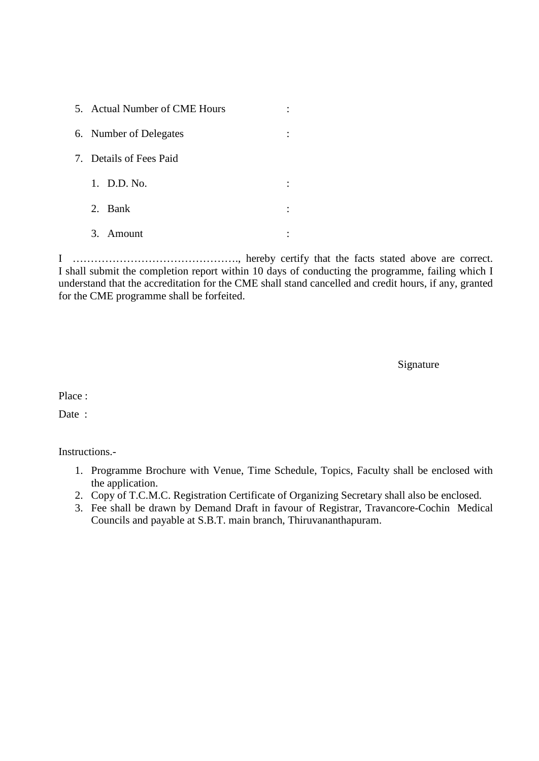5. Actual Number of CME Hours :

6. Number of Delegates :

7. Details of Fees Paid

    1. D.D. No. :

    2. Bank :

    3. Amount :

I ………………………………………., hereby certify that the facts stated above are correct. I shall submit the completion report within 10 days of conducting the programme, failing which I understand that the accreditation for the CME shall stand cancelled and credit hours, if any, granted for the CME programme shall be forfeited.

Signature

Place :

Date :

Instructions.-

1. Programme Brochure with Venue, Time Schedule, Topics, Faculty shall be enclosed with the application.
2. Copy of T.C.M.C. Registration Certificate of Organizing Secretary shall also be enclosed.
3. Fee shall be drawn by Demand Draft in favour of Registrar, Travancore-Cochin Medical Councils and payable at S.B.T. main branch, Thiruvananthapuram.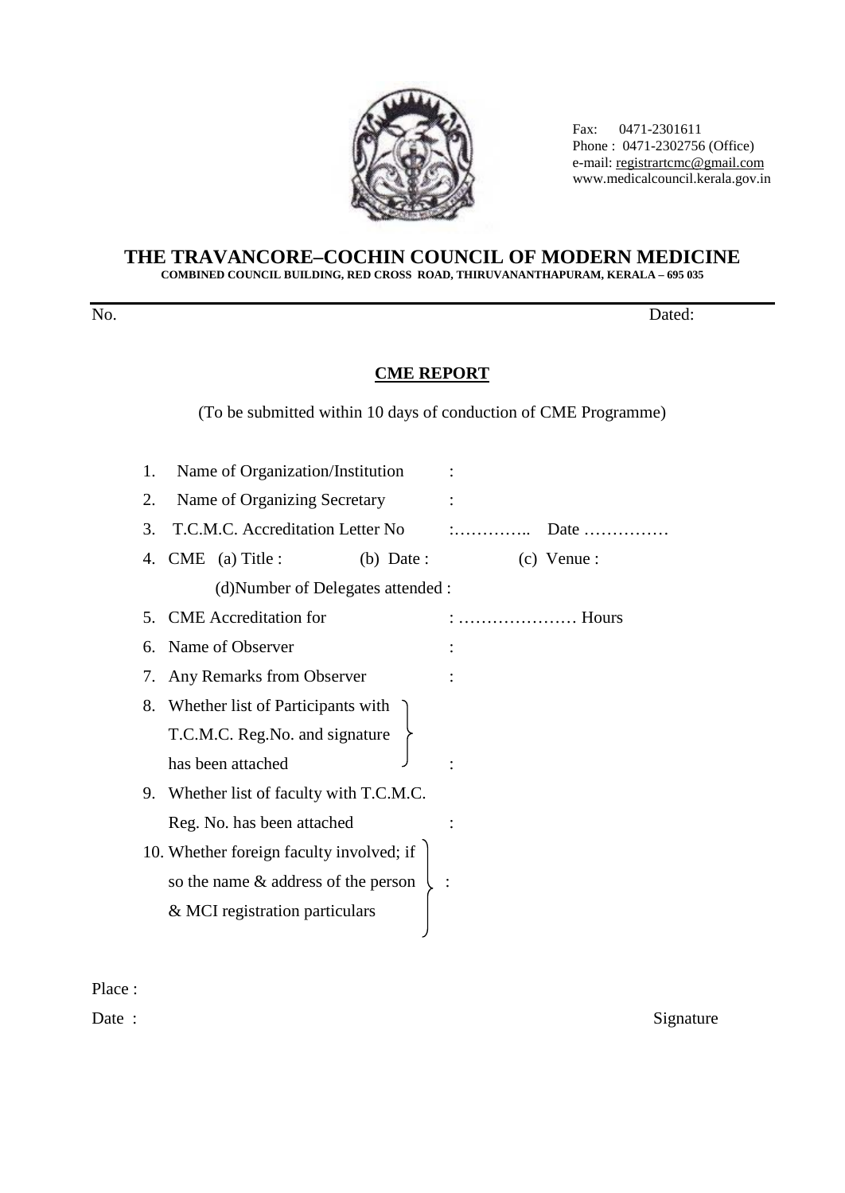Fax: 0471-2301611
Phone : 0471-2302756 (Office)
e-mail: registrartcmc@gmail.com
www.medicalcouncil.kerala.gov.in

# THE TRAVANCORE–COCHIN COUNCIL OF MODERN MEDICINE

**COMBINED COUNCIL BUILDING, RED CROSS ROAD, THIRUVANANTHAPURAM, KERALA – 695 035**

No. Dated:

## CME REPORT

(To be submitted within 10 days of conduction of CME Programme)

1. Name of Organization/Institution :
2. Name of Organizing Secretary :
3. T.C.M.C. Accreditation Letter No :………….. Date ……………
4. CME (a) Title : (b) Date : (c) Venue :
   (d)Number of Delegates attended :
5. CME Accreditation for : ………………… Hours
6. Name of Observer :
7. Any Remarks from Observer :
8. Whether list of Participants with T.C.M.C. Reg.No. and signature has been attached :
9. Whether list of faculty with T.C.M.C. Reg. No. has been attached :
10. Whether foreign faculty involved; if so the name & address of the person & MCI registration particulars :

Place :

Date : Signature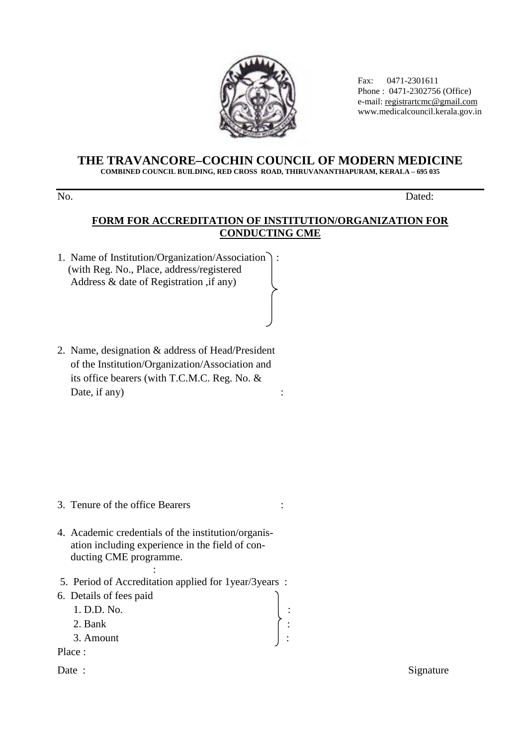Fax: 0471-2301611
Phone : 0471-2302756 (Office)
e-mail: registrartcmc@gmail.com
www.medicalcouncil.kerala.gov.in

# THE TRAVANCORE–COCHIN COUNCIL OF MODERN MEDICINE

**COMBINED COUNCIL BUILDING, RED CROSS ROAD, THIRUVANANTHAPURAM, KERALA – 695 035**

No. Dated:

## FORM FOR ACCREDITATION OF INSTITUTION/ORGANIZATION FOR CONDUCTING CME

1. Name of Institution/Organization/Association (with Reg. No., Place, address/registered Address & date of Registration ,if any) :

2. Name, designation & address of Head/President of the Institution/Organization/Association and its office bearers (with T.C.M.C. Reg. No. & Date, if any) :

3. Tenure of the office Bearers :

4. Academic credentials of the institution/organisation including experience in the field of conducting CME programme. :

5. Period of Accreditation applied for 1year/3years :

6. Details of fees paid
   1. D.D. No. :
   2. Bank :
   3. Amount :

Place :

Date : Signature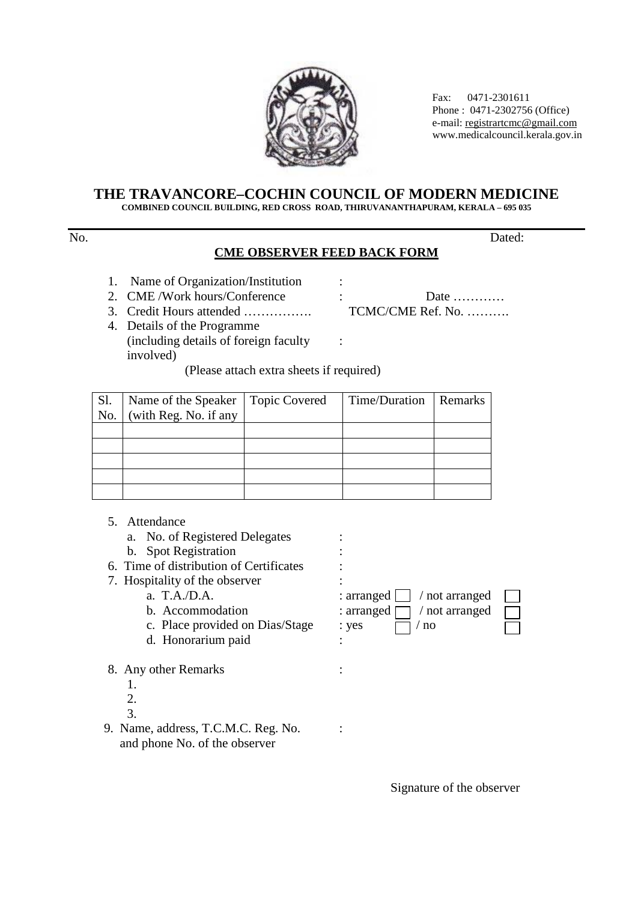Fax: 0471-2301611
Phone : 0471-2302756 (Office)
e-mail: registrartcmc@gmail.com
www.medicalcouncil.kerala.gov.in

# THE TRAVANCORE–COCHIN COUNCIL OF MODERN MEDICINE

**COMBINED COUNCIL BUILDING, RED CROSS ROAD, THIRUVANANTHAPURAM, KERALA – 695 035**

No. Dated:

## CME OBSERVER FEED BACK FORM

1. Name of Organization/Institution :
2. CME /Work hours/Conference : Date …………
3. Credit Hours attended ……………. TCMC/CME Ref. No. ……….
4. Details of the Programme (including details of foreign faculty involved) :

(Please attach extra sheets if required)

| Sl. No. | Name of the Speaker (with Reg. No. if any | Topic Covered | Time/Duration | Remarks |
|---|---|---|---|---|
| | | | | |
| | | | | |
| | | | | |
| | | | | |
| | | | | |

5. Attendance
   a. No. of Registered Delegates :
   b. Spot Registration :
6. Time of distribution of Certificates :
7. Hospitality of the observer :
   a. T.A./D.A. : arranged ☐ / not arranged ☐
   b. Accommodation : arranged ☐ / not arranged ☐
   c. Place provided on Dias/Stage : yes ☐ / no ☐
   d. Honorarium paid :
8. Any other Remarks :
   1.
   2.
   3.
9. Name, address, T.C.M.C. Reg. No. and phone No. of the observer :

Signature of the observer